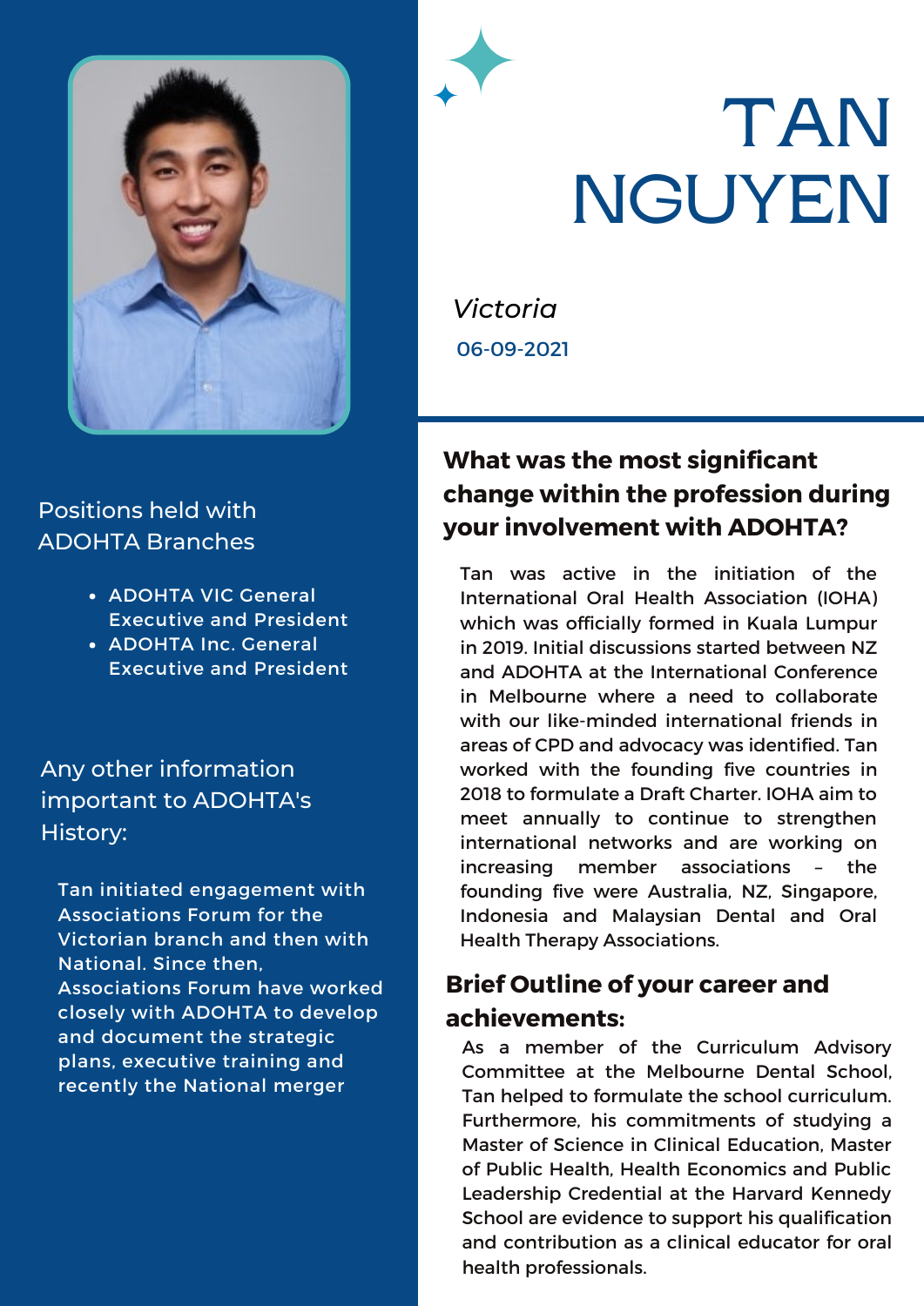# TAN NGUYEN

*Victoria*

06-09-2021

## Positions held with ADOHTA Branches

- ADOHTA VIC General Executive and President
- ADOHTA Inc. General Executive and President

## Any other information important to ADOHTA's History:

Tan initiated engagement with Associations Forum for the Victorian branch and then with National. Since then, Associations Forum have worked closely with ADOHTA to develop and document the strategic plans, executive training and recently the National merger

## What was the most significant change within the profession during your involvement with ADOHTA?

Tan was active in the initiation of the International Oral Health Association (IOHA) which was officially formed in Kuala Lumpur in 2019. Initial discussions started between NZ and ADOHTA at the International Conference in Melbourne where a need to collaborate with our like-minded international friends in areas of CPD and advocacy was identified. Tan worked with the founding five countries in 2018 to formulate a Draft Charter. IOHA aim to meet annually to continue to strengthen international networks and are working on increasing member associations – the founding five were Australia, NZ, Singapore, Indonesia and Malaysian Dental and Oral Health Therapy Associations.

## Brief Outline of your career and achievements:

As a member of the Curriculum Advisory Committee at the Melbourne Dental School, Tan helped to formulate the school curriculum. Furthermore, his commitments of studying a Master of Science in Clinical Education, Master of Public Health, Health Economics and Public Leadership Credential at the Harvard Kennedy School are evidence to support his qualification and contribution as a clinical educator for oral health professionals.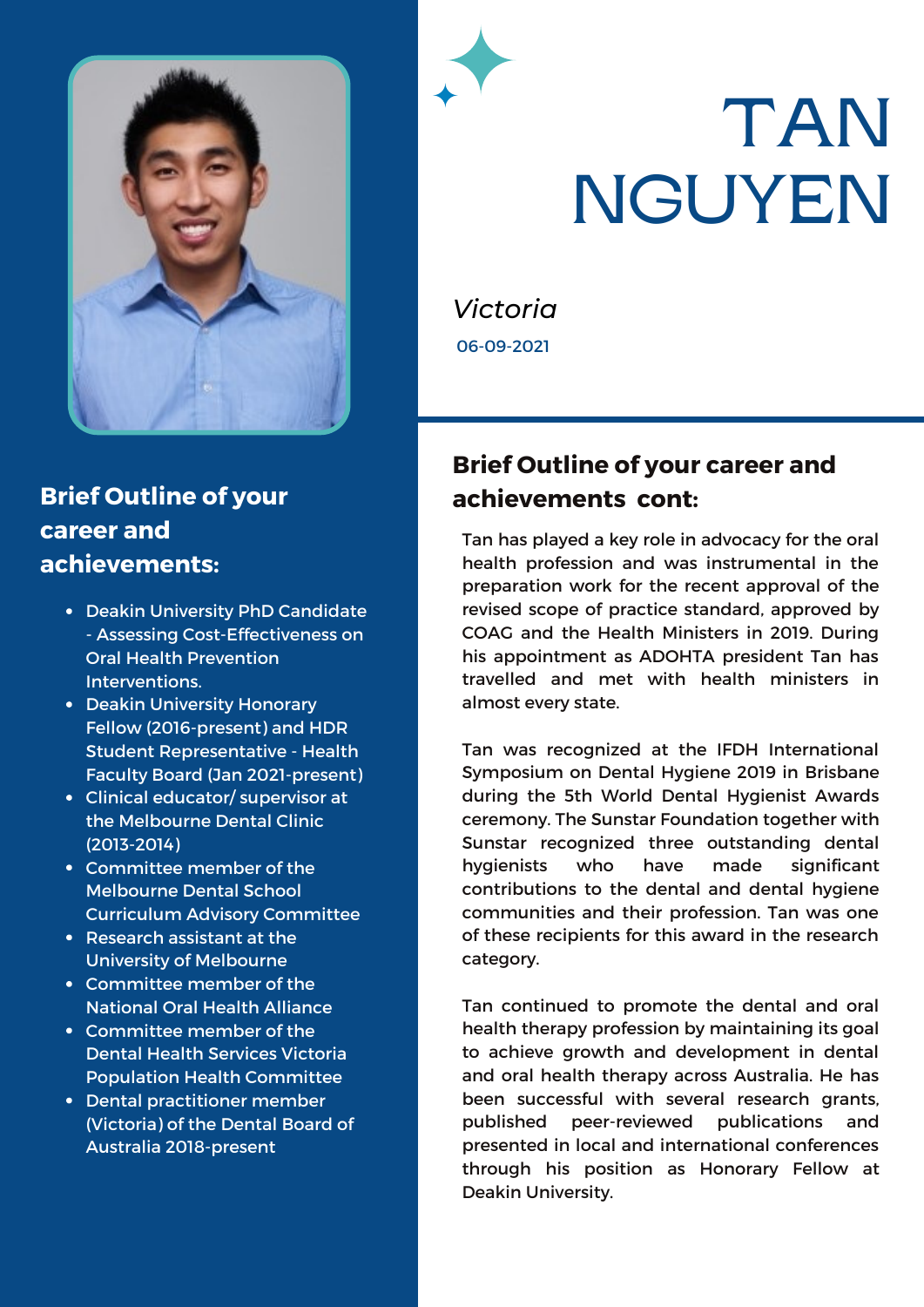# TAN NGUYEN

*Victoria*

06-09-2021

## Brief Outline of your career and achievements:

- Deakin University PhD Candidate - Assessing Cost-Effectiveness on Oral Health Prevention Interventions.
- Deakin University Honorary Fellow (2016-present) and HDR Student Representative - Health Faculty Board (Jan 2021-present)
- Clinical educator/ supervisor at the Melbourne Dental Clinic (2013-2014)
- Committee member of the Melbourne Dental School Curriculum Advisory Committee
- Research assistant at the University of Melbourne
- Committee member of the National Oral Health Alliance
- Committee member of the Dental Health Services Victoria Population Health Committee
- Dental practitioner member (Victoria) of the Dental Board of Australia 2018-present

## Brief Outline of your career and achievements cont:

Tan has played a key role in advocacy for the oral health profession and was instrumental in the preparation work for the recent approval of the revised scope of practice standard, approved by COAG and the Health Ministers in 2019. During his appointment as ADOHTA president Tan has travelled and met with health ministers in almost every state.

Tan was recognized at the IFDH International Symposium on Dental Hygiene 2019 in Brisbane during the 5th World Dental Hygienist Awards ceremony. The Sunstar Foundation together with Sunstar recognized three outstanding dental hygienists who have made significant contributions to the dental and dental hygiene communities and their profession. Tan was one of these recipients for this award in the research category.

Tan continued to promote the dental and oral health therapy profession by maintaining its goal to achieve growth and development in dental and oral health therapy across Australia. He has been successful with several research grants, published peer-reviewed publications and presented in local and international conferences through his position as Honorary Fellow at Deakin University.